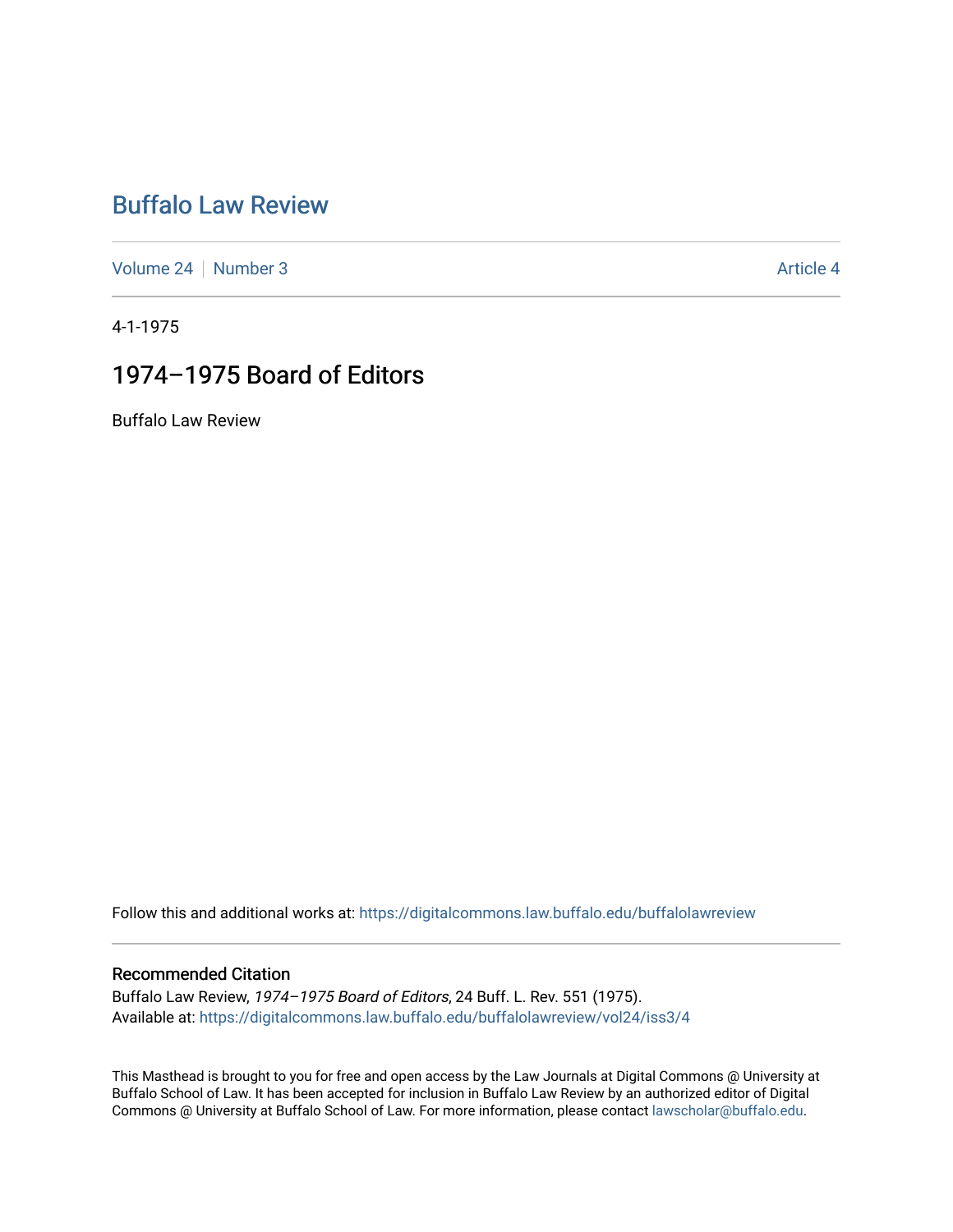# Buffalo Law Review

Volume 24 | Number 3 | Article 4

4-1-1975

## 1974–1975 Board of Editors

Buffalo Law Review

Follow this and additional works at: https://digitalcommons.law.buffalo.edu/buffalolawreview

### Recommended Citation

Buffalo Law Review, *1974–1975 Board of Editors*, 24 Buff. L. Rev. 551 (1975).
Available at: https://digitalcommons.law.buffalo.edu/buffalolawreview/vol24/iss3/4

This Masthead is brought to you for free and open access by the Law Journals at Digital Commons @ University at Buffalo School of Law. It has been accepted for inclusion in Buffalo Law Review by an authorized editor of Digital Commons @ University at Buffalo School of Law. For more information, please contact lawscholar@buffalo.edu.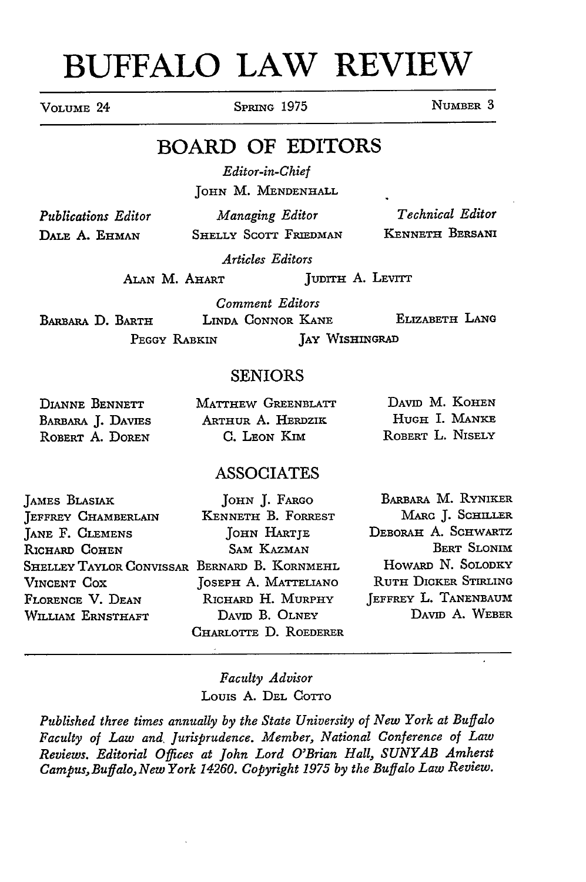# BUFFALO LAW REVIEW

VOLUME 24 SPRING 1975 NUMBER 3

## BOARD OF EDITORS

*Editor-in-Chief*
JOHN M. MENDENHALL

*Publications Editor*
DALE A. EHMAN

*Managing Editor*
SHELLY SCOTT FRIEDMAN

*Technical Editor*
KENNETH BERSANI

*Articles Editors*
ALAN M. AHART
JUDITH A. LEVITT

*Comment Editors*
BARBARA D. BARTH
LINDA CONNOR KANE
ELIZABETH LANG
PEGGY RABKIN
JAY WISHINGRAD

### SENIORS

DIANNE BENNETT
BARBARA J. DAVIES
ROBERT A. DOREN
MATTHEW GREENBLATT
ARTHUR A. HERDZIK
C. LEON KIM
DAVID M. KOHEN
HUGH I. MANKE
ROBERT L. NISELY

### ASSOCIATES

JAMES BLASIAK
JEFFREY CHAMBERLAIN
JANE F. CLEMENS
RICHARD COHEN
SHELLEY TAYLOR CONVISSAR
VINCENT COX
FLORENCE V. DEAN
WILLIAM ERNSTHAFT
JOHN J. FARGO
KENNETH B. FORREST
JOHN HARTJE
SAM KAZMAN
BERNARD B. KORNMEHL
JOSEPH A. MATTELIANO
RICHARD H. MURPHY
DAVID B. OLNEY
CHARLOTTE D. ROEDERER
BARBARA M. RYNIKER
MARC J. SCHILLER
DEBORAH A. SCHWARTZ
BERT SLONIM
HOWARD N. SOLODKY
RUTH DICKER STIRLING
JEFFREY L. TANENBAUM
DAVID A. WEBER

---

*Faculty Advisor*
LOUIS A. DEL COTTO

*Published three times annually by the State University of New York at Buffalo Faculty of Law and Jurisprudence. Member, National Conference of Law Reviews. Editorial Offices at John Lord O'Brian Hall, SUNYAB Amherst Campus, Buffalo, New York 14260. Copyright 1975 by the Buffalo Law Review.*